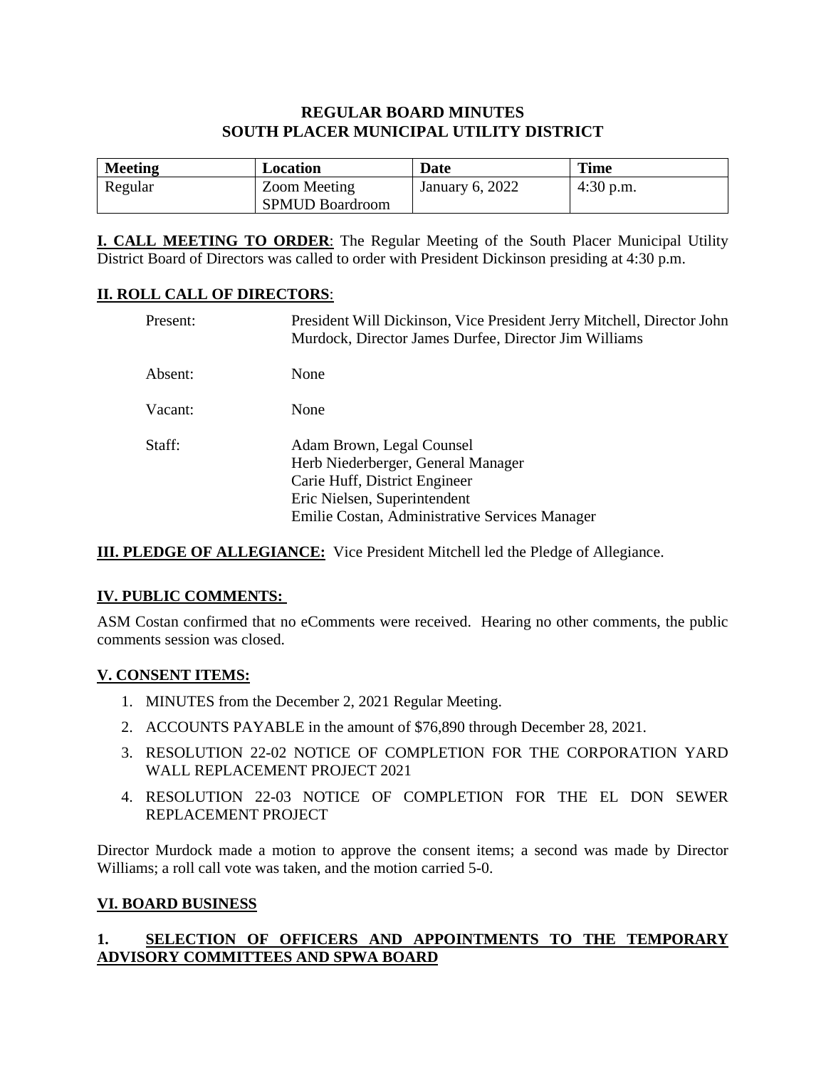# REGULAR BOARD MINUTES
# SOUTH PLACER MUNICIPAL UTILITY DISTRICT

| Meeting | Location | Date | Time |
|---|---|---|---|
| Regular | Zoom Meeting<br>SPMUD Boardroom | January 6, 2022 | 4:30 p.m. |

**I. CALL MEETING TO ORDER**: The Regular Meeting of the South Placer Municipal Utility District Board of Directors was called to order with President Dickinson presiding at 4:30 p.m.

**II. ROLL CALL OF DIRECTORS**:

Present: President Will Dickinson, Vice President Jerry Mitchell, Director John Murdock, Director James Durfee, Director Jim Williams

Absent: None

Vacant: None

Staff: Adam Brown, Legal Counsel
Herb Niederberger, General Manager
Carie Huff, District Engineer
Eric Nielsen, Superintendent
Emilie Costan, Administrative Services Manager

**III. PLEDGE OF ALLEGIANCE:** Vice President Mitchell led the Pledge of Allegiance.

**IV. PUBLIC COMMENTS:**

ASM Costan confirmed that no eComments were received. Hearing no other comments, the public comments session was closed.

**V. CONSENT ITEMS:**

1. MINUTES from the December 2, 2021 Regular Meeting.
2. ACCOUNTS PAYABLE in the amount of $76,890 through December 28, 2021.
3. RESOLUTION 22-02 NOTICE OF COMPLETION FOR THE CORPORATION YARD WALL REPLACEMENT PROJECT 2021
4. RESOLUTION 22-03 NOTICE OF COMPLETION FOR THE EL DON SEWER REPLACEMENT PROJECT

Director Murdock made a motion to approve the consent items; a second was made by Director Williams; a roll call vote was taken, and the motion carried 5-0.

**VI. BOARD BUSINESS**

**1. SELECTION OF OFFICERS AND APPOINTMENTS TO THE TEMPORARY ADVISORY COMMITTEES AND SPWA BOARD**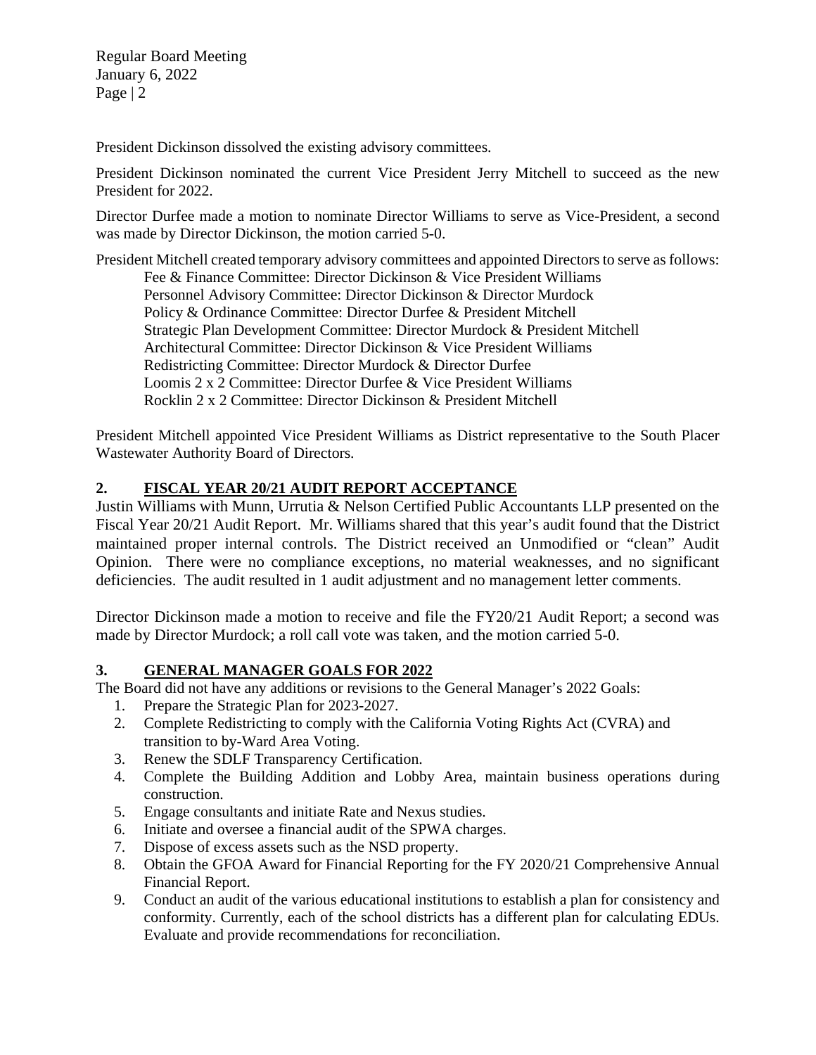President Dickinson dissolved the existing advisory committees.

President Dickinson nominated the current Vice President Jerry Mitchell to succeed as the new President for 2022.

Director Durfee made a motion to nominate Director Williams to serve as Vice-President, a second was made by Director Dickinson, the motion carried 5-0.

President Mitchell created temporary advisory committees and appointed Directors to serve as follows:

Fee & Finance Committee: Director Dickinson & Vice President Williams
Personnel Advisory Committee: Director Dickinson & Director Murdock
Policy & Ordinance Committee: Director Durfee & President Mitchell
Strategic Plan Development Committee: Director Murdock & President Mitchell
Architectural Committee: Director Dickinson & Vice President Williams
Redistricting Committee: Director Murdock & Director Durfee
Loomis 2 x 2 Committee: Director Durfee & Vice President Williams
Rocklin 2 x 2 Committee: Director Dickinson & President Mitchell

President Mitchell appointed Vice President Williams as District representative to the South Placer Wastewater Authority Board of Directors.

## 2. FISCAL YEAR 20/21 AUDIT REPORT ACCEPTANCE

Justin Williams with Munn, Urrutia & Nelson Certified Public Accountants LLP presented on the Fiscal Year 20/21 Audit Report. Mr. Williams shared that this year's audit found that the District maintained proper internal controls. The District received an Unmodified or "clean" Audit Opinion. There were no compliance exceptions, no material weaknesses, and no significant deficiencies. The audit resulted in 1 audit adjustment and no management letter comments.

Director Dickinson made a motion to receive and file the FY20/21 Audit Report; a second was made by Director Murdock; a roll call vote was taken, and the motion carried 5-0.

## 3. GENERAL MANAGER GOALS FOR 2022

The Board did not have any additions or revisions to the General Manager's 2022 Goals:

1. Prepare the Strategic Plan for 2023-2027.
2. Complete Redistricting to comply with the California Voting Rights Act (CVRA) and transition to by-Ward Area Voting.
3. Renew the SDLF Transparency Certification.
4. Complete the Building Addition and Lobby Area, maintain business operations during construction.
5. Engage consultants and initiate Rate and Nexus studies.
6. Initiate and oversee a financial audit of the SPWA charges.
7. Dispose of excess assets such as the NSD property.
8. Obtain the GFOA Award for Financial Reporting for the FY 2020/21 Comprehensive Annual Financial Report.
9. Conduct an audit of the various educational institutions to establish a plan for consistency and conformity. Currently, each of the school districts has a different plan for calculating EDUs. Evaluate and provide recommendations for reconciliation.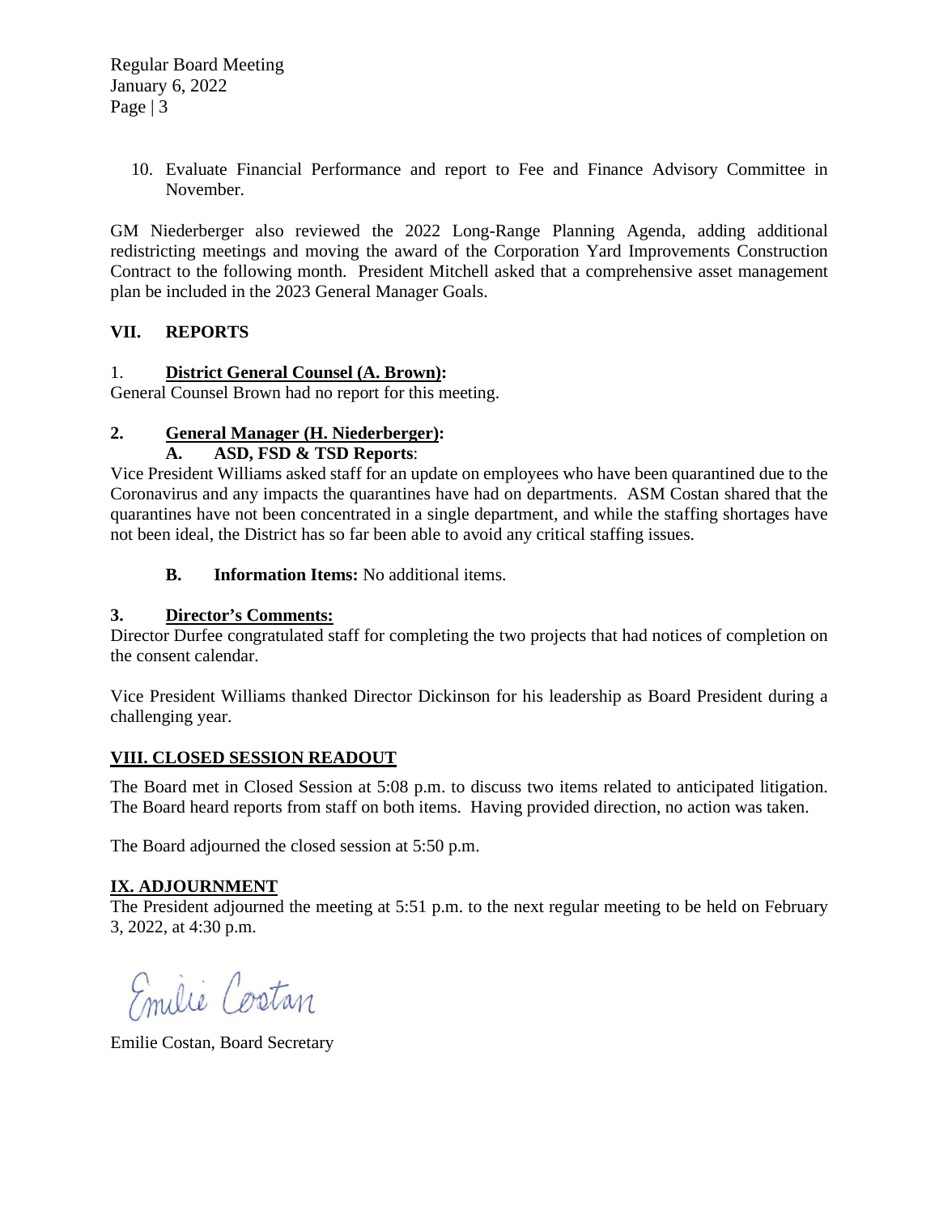10. Evaluate Financial Performance and report to Fee and Finance Advisory Committee in November.

GM Niederberger also reviewed the 2022 Long-Range Planning Agenda, adding additional redistricting meetings and moving the award of the Corporation Yard Improvements Construction Contract to the following month. President Mitchell asked that a comprehensive asset management plan be included in the 2023 General Manager Goals.

## VII. REPORTS

1. **District General Counsel (A. Brown):**

General Counsel Brown had no report for this meeting.

**2. General Manager (H. Niederberger):**

**A. ASD, FSD & TSD Reports**:

Vice President Williams asked staff for an update on employees who have been quarantined due to the Coronavirus and any impacts the quarantines have had on departments. ASM Costan shared that the quarantines have not been concentrated in a single department, and while the staffing shortages have not been ideal, the District has so far been able to avoid any critical staffing issues.

**B. Information Items:** No additional items.

**3. Director's Comments:**

Director Durfee congratulated staff for completing the two projects that had notices of completion on the consent calendar.

Vice President Williams thanked Director Dickinson for his leadership as Board President during a challenging year.

## VIII. CLOSED SESSION READOUT

The Board met in Closed Session at 5:08 p.m. to discuss two items related to anticipated litigation. The Board heard reports from staff on both items. Having provided direction, no action was taken.

The Board adjourned the closed session at 5:50 p.m.

## IX. ADJOURNMENT

The President adjourned the meeting at 5:51 p.m. to the next regular meeting to be held on February 3, 2022, at 4:30 p.m.

Emilie Costan

Emilie Costan, Board Secretary